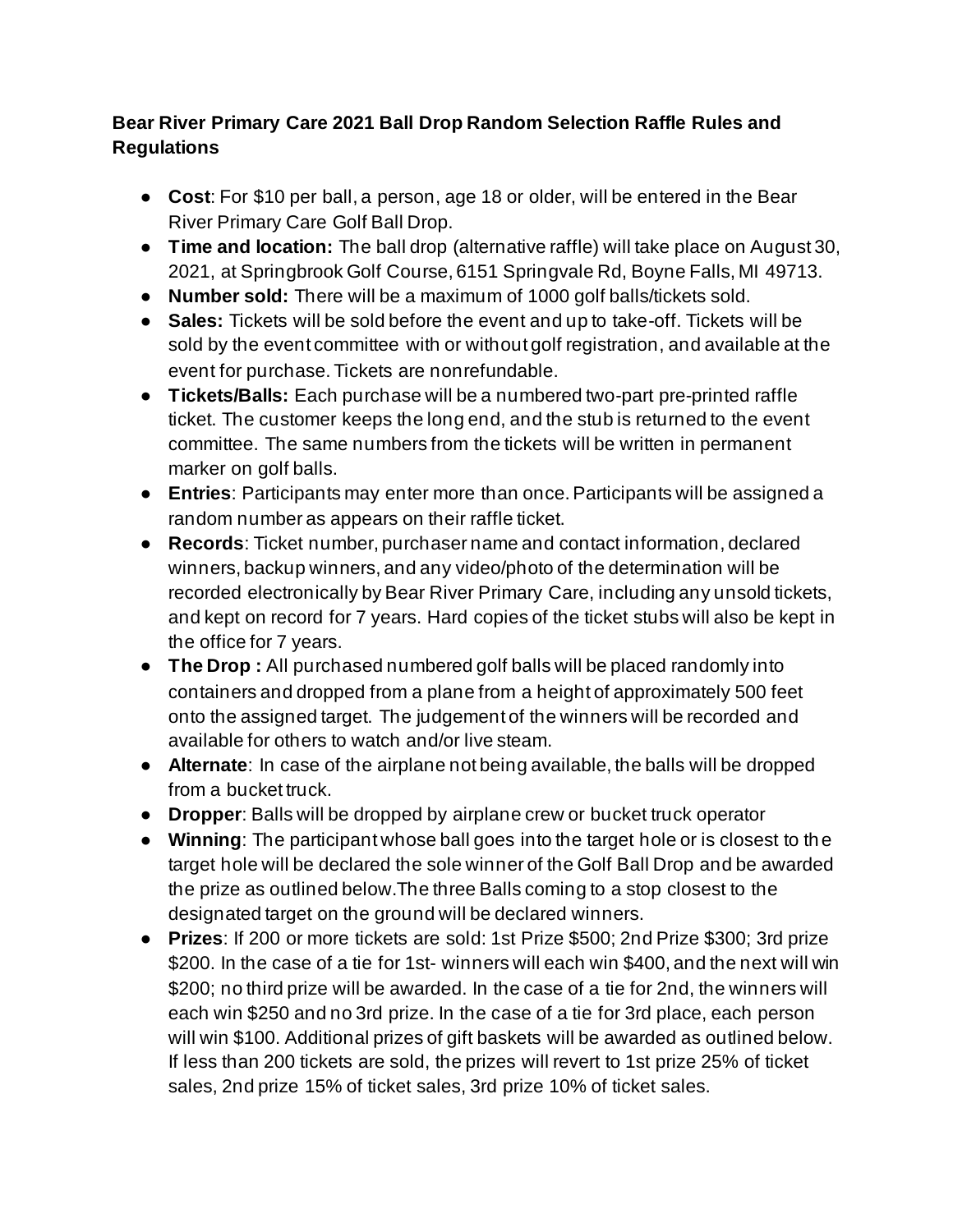**Bear River Primary Care 2021 Ball Drop Random Selection Raffle Rules and Regulations**

- **Cost**: For $10 per ball, a person, age 18 or older, will be entered in the Bear River Primary Care Golf Ball Drop.
- **Time and location:** The ball drop (alternative raffle) will take place on August 30, 2021, at Springbrook Golf Course, 6151 Springvale Rd, Boyne Falls, MI 49713.
- **Number sold:** There will be a maximum of 1000 golf balls/tickets sold.
- **Sales:** Tickets will be sold before the event and up to take-off. Tickets will be sold by the event committee with or without golf registration, and available at the event for purchase. Tickets are nonrefundable.
- **Tickets/Balls:** Each purchase will be a numbered two-part pre-printed raffle ticket. The customer keeps the long end, and the stub is returned to the event committee. The same numbers from the tickets will be written in permanent marker on golf balls.
- **Entries**: Participants may enter more than once. Participants will be assigned a random number as appears on their raffle ticket.
- **Records**: Ticket number, purchaser name and contact information, declared winners, backup winners, and any video/photo of the determination will be recorded electronically by Bear River Primary Care, including any unsold tickets, and kept on record for 7 years. Hard copies of the ticket stubs will also be kept in the office for 7 years.
- **The Drop :** All purchased numbered golf balls will be placed randomly into containers and dropped from a plane from a height of approximately 500 feet onto the assigned target. The judgement of the winners will be recorded and available for others to watch and/or live steam.
- **Alternate**: In case of the airplane not being available, the balls will be dropped from a bucket truck.
- **Dropper**: Balls will be dropped by airplane crew or bucket truck operator
- **Winning**: The participant whose ball goes into the target hole or is closest to the target hole will be declared the sole winner of the Golf Ball Drop and be awarded the prize as outlined below.The three Balls coming to a stop closest to the designated target on the ground will be declared winners.
- **Prizes**: If 200 or more tickets are sold: 1st Prize $500; 2nd Prize $300; 3rd prize $200. In the case of a tie for 1st- winners will each win $400, and the next will win $200; no third prize will be awarded. In the case of a tie for 2nd, the winners will each win $250 and no 3rd prize. In the case of a tie for 3rd place, each person will win $100. Additional prizes of gift baskets will be awarded as outlined below. If less than 200 tickets are sold, the prizes will revert to 1st prize 25% of ticket sales, 2nd prize 15% of ticket sales, 3rd prize 10% of ticket sales.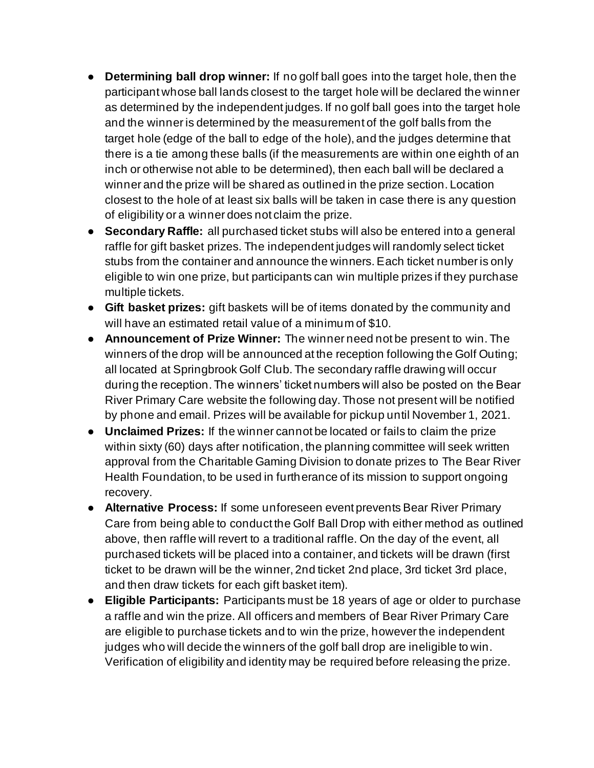- **Determining ball drop winner:** If no golf ball goes into the target hole, then the participant whose ball lands closest to the target hole will be declared the winner as determined by the independent judges. If no golf ball goes into the target hole and the winner is determined by the measurement of the golf balls from the target hole (edge of the ball to edge of the hole), and the judges determine that there is a tie among these balls (if the measurements are within one eighth of an inch or otherwise not able to be determined), then each ball will be declared a winner and the prize will be shared as outlined in the prize section. Location closest to the hole of at least six balls will be taken in case there is any question of eligibility or a winner does not claim the prize.
- **Secondary Raffle:** all purchased ticket stubs will also be entered into a general raffle for gift basket prizes. The independent judges will randomly select ticket stubs from the container and announce the winners. Each ticket number is only eligible to win one prize, but participants can win multiple prizes if they purchase multiple tickets.
- **Gift basket prizes:** gift baskets will be of items donated by the community and will have an estimated retail value of a minimum of $10.
- **Announcement of Prize Winner:** The winner need not be present to win. The winners of the drop will be announced at the reception following the Golf Outing; all located at Springbrook Golf Club. The secondary raffle drawing will occur during the reception. The winners' ticket numbers will also be posted on the Bear River Primary Care website the following day. Those not present will be notified by phone and email. Prizes will be available for pickup until November 1, 2021.
- **Unclaimed Prizes:** If the winner cannot be located or fails to claim the prize within sixty (60) days after notification, the planning committee will seek written approval from the Charitable Gaming Division to donate prizes to The Bear River Health Foundation, to be used in furtherance of its mission to support ongoing recovery.
- **Alternative Process:** If some unforeseen event prevents Bear River Primary Care from being able to conduct the Golf Ball Drop with either method as outlined above, then raffle will revert to a traditional raffle. On the day of the event, all purchased tickets will be placed into a container, and tickets will be drawn (first ticket to be drawn will be the winner, 2nd ticket 2nd place, 3rd ticket 3rd place, and then draw tickets for each gift basket item).
- **Eligible Participants:** Participants must be 18 years of age or older to purchase a raffle and win the prize. All officers and members of Bear River Primary Care are eligible to purchase tickets and to win the prize, however the independent judges who will decide the winners of the golf ball drop are ineligible to win. Verification of eligibility and identity may be required before releasing the prize.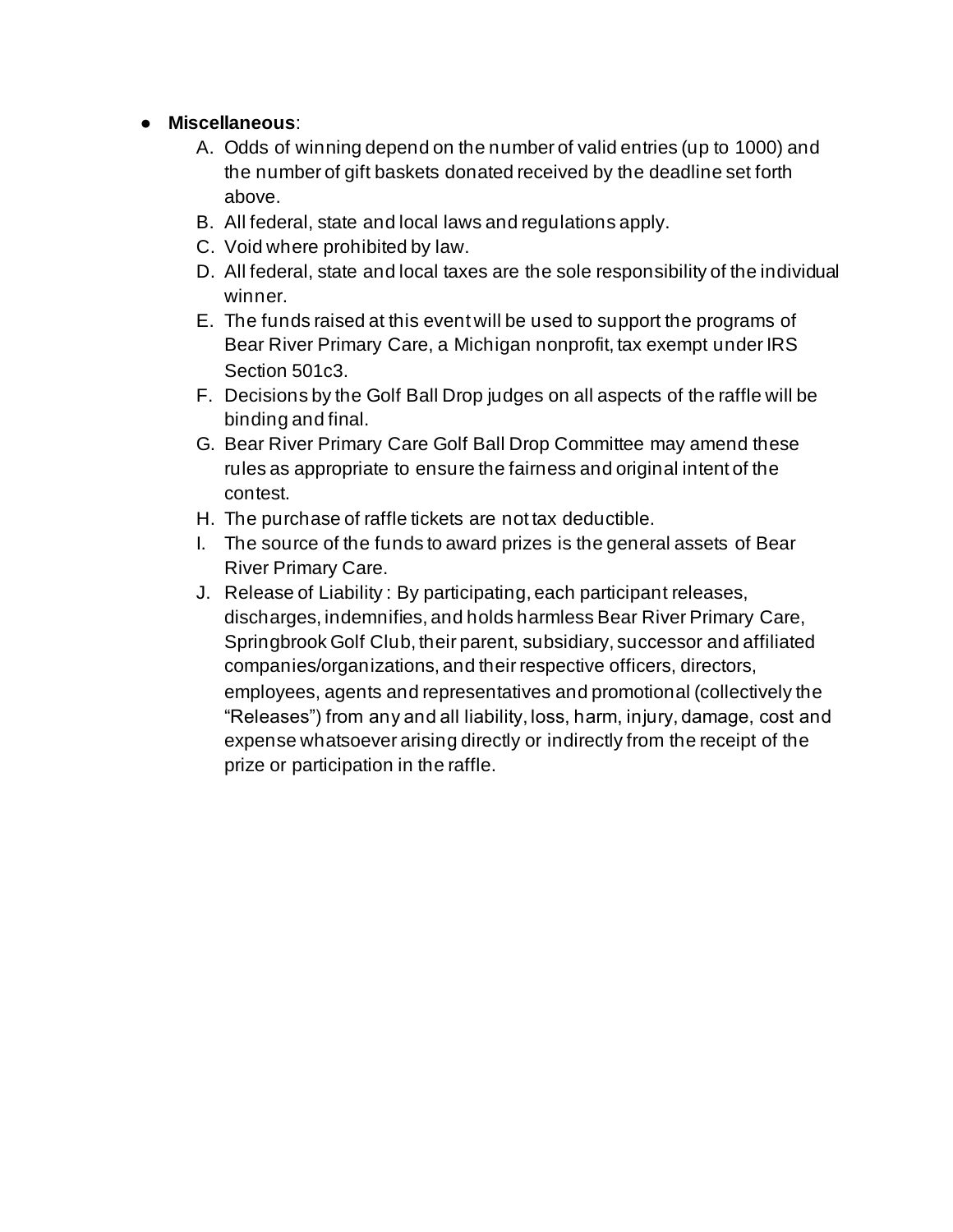- **Miscellaneous**:
  A. Odds of winning depend on the number of valid entries (up to 1000) and the number of gift baskets donated received by the deadline set forth above.
  B. All federal, state and local laws and regulations apply.
  C. Void where prohibited by law.
  D. All federal, state and local taxes are the sole responsibility of the individual winner.
  E. The funds raised at this event will be used to support the programs of Bear River Primary Care, a Michigan nonprofit, tax exempt under IRS Section 501c3.
  F. Decisions by the Golf Ball Drop judges on all aspects of the raffle will be binding and final.
  G. Bear River Primary Care Golf Ball Drop Committee may amend these rules as appropriate to ensure the fairness and original intent of the contest.
  H. The purchase of raffle tickets are not tax deductible.
  I. The source of the funds to award prizes is the general assets of Bear River Primary Care.
  J. Release of Liability : By participating, each participant releases, discharges, indemnifies, and holds harmless Bear River Primary Care, Springbrook Golf Club, their parent, subsidiary, successor and affiliated companies/organizations, and their respective officers, directors, employees, agents and representatives and promotional (collectively the "Releases") from any and all liability, loss, harm, injury, damage, cost and expense whatsoever arising directly or indirectly from the receipt of the prize or participation in the raffle.